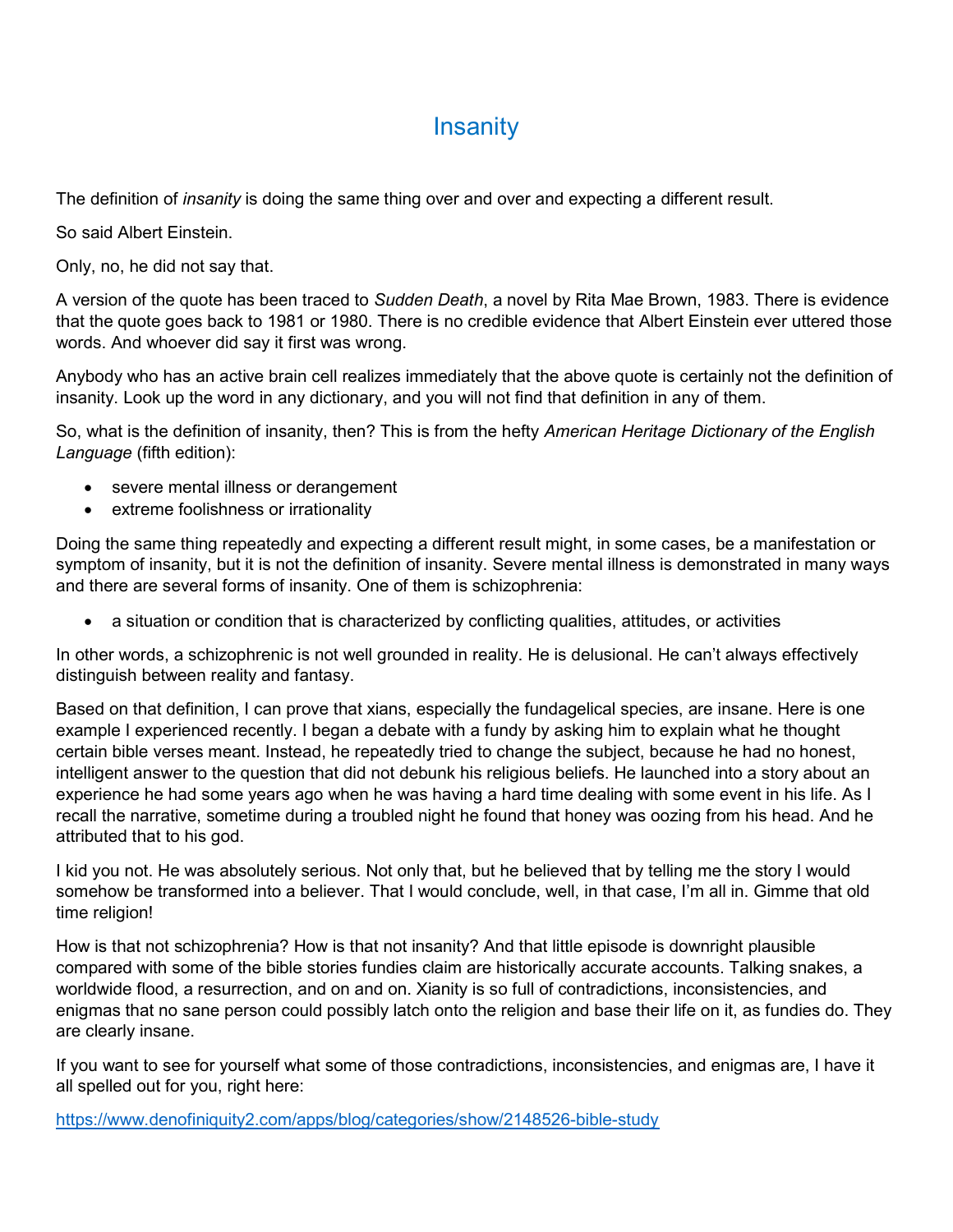# Insanity

The definition of *insanity* is doing the same thing over and over and expecting a different result.

So said Albert Einstein.

Only, no, he did not say that.

A version of the quote has been traced to *Sudden Death*, a novel by Rita Mae Brown, 1983. There is evidence that the quote goes back to 1981 or 1980. There is no credible evidence that Albert Einstein ever uttered those words. And whoever did say it first was wrong.

Anybody who has an active brain cell realizes immediately that the above quote is certainly not the definition of insanity. Look up the word in any dictionary, and you will not find that definition in any of them.

So, what is the definition of insanity, then? This is from the hefty *American Heritage Dictionary of the English Language* (fifth edition):

- severe mental illness or derangement
- extreme foolishness or irrationality

Doing the same thing repeatedly and expecting a different result might, in some cases, be a manifestation or symptom of insanity, but it is not the definition of insanity. Severe mental illness is demonstrated in many ways and there are several forms of insanity. One of them is schizophrenia:

- a situation or condition that is characterized by conflicting qualities, attitudes, or activities

In other words, a schizophrenic is not well grounded in reality. He is delusional. He can't always effectively distinguish between reality and fantasy.

Based on that definition, I can prove that xians, especially the fundagelical species, are insane. Here is one example I experienced recently. I began a debate with a fundy by asking him to explain what he thought certain bible verses meant. Instead, he repeatedly tried to change the subject, because he had no honest, intelligent answer to the question that did not debunk his religious beliefs. He launched into a story about an experience he had some years ago when he was having a hard time dealing with some event in his life. As I recall the narrative, sometime during a troubled night he found that honey was oozing from his head. And he attributed that to his god.

I kid you not. He was absolutely serious. Not only that, but he believed that by telling me the story I would somehow be transformed into a believer. That I would conclude, well, in that case, I'm all in. Gimme that old time religion!

How is that not schizophrenia? How is that not insanity? And that little episode is downright plausible compared with some of the bible stories fundies claim are historically accurate accounts. Talking snakes, a worldwide flood, a resurrection, and on and on. Xianity is so full of contradictions, inconsistencies, and enigmas that no sane person could possibly latch onto the religion and base their life on it, as fundies do. They are clearly insane.

If you want to see for yourself what some of those contradictions, inconsistencies, and enigmas are, I have it all spelled out for you, right here:

https://www.denofiniquity2.com/apps/blog/categories/show/2148526-bible-study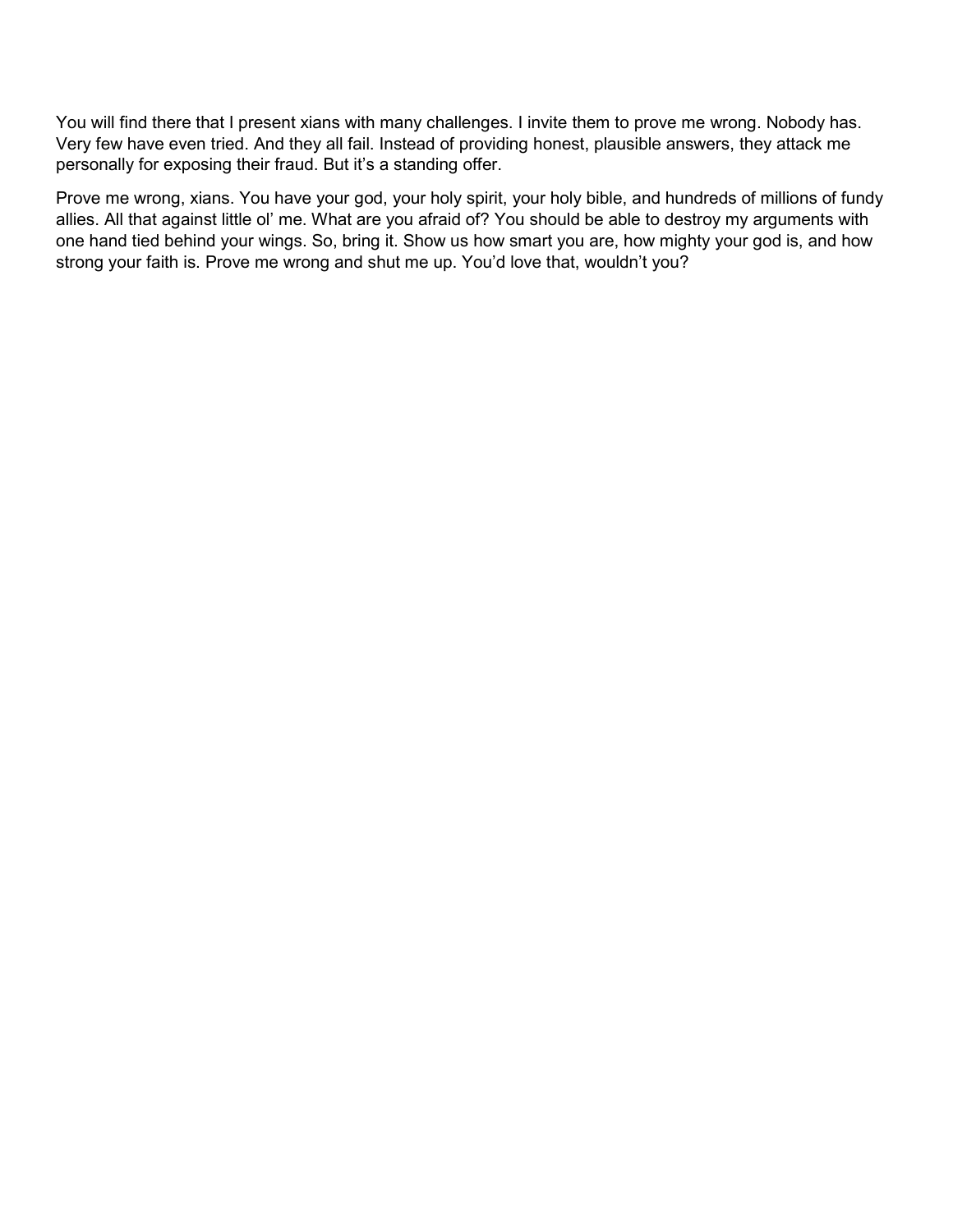You will find there that I present xians with many challenges. I invite them to prove me wrong. Nobody has. Very few have even tried. And they all fail. Instead of providing honest, plausible answers, they attack me personally for exposing their fraud. But it's a standing offer.

Prove me wrong, xians. You have your god, your holy spirit, your holy bible, and hundreds of millions of fundy allies. All that against little ol' me. What are you afraid of? You should be able to destroy my arguments with one hand tied behind your wings. So, bring it. Show us how smart you are, how mighty your god is, and how strong your faith is. Prove me wrong and shut me up. You'd love that, wouldn't you?